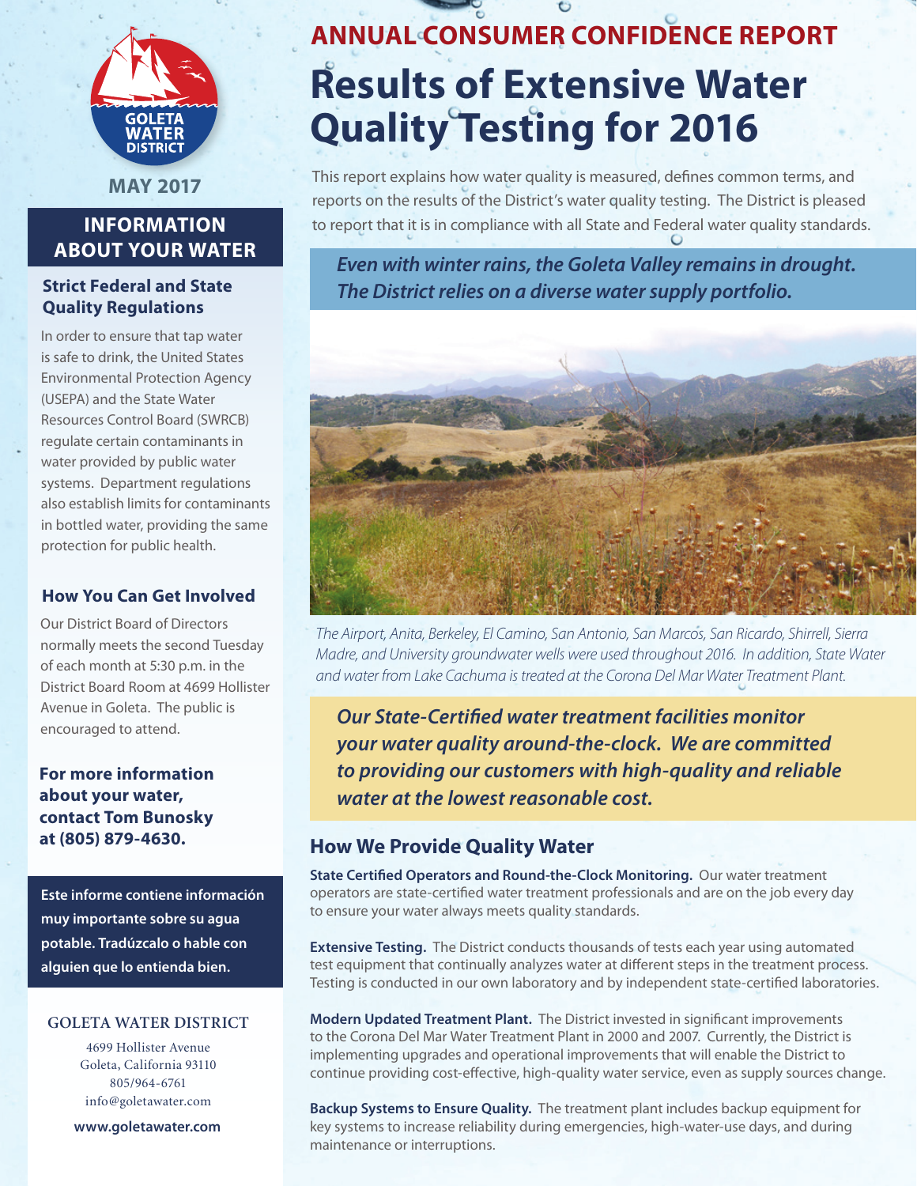MAY 2017

# ANNUAL CONSUMER CONFIDENCE REPORT

# Results of Extensive Water Quality Testing for 2016

This report explains how water quality is measured, defines common terms, and reports on the results of the District's water quality testing. The District is pleased to report that it is in compliance with all State and Federal water quality standards.

***Even with winter rains, the Goleta Valley remains in drought. The District relies on a diverse water supply portfolio.***

*The Airport, Anita, Berkeley, El Camino, San Antonio, San Marcos, San Ricardo, Shirrell, Sierra Madre, and University groundwater wells were used throughout 2016. In addition, State Water and water from Lake Cachuma is treated at the Corona Del Mar Water Treatment Plant.*

***Our State-Certified water treatment facilities monitor your water quality around-the-clock. We are committed to providing our customers with high-quality and reliable water at the lowest reasonable cost.***

## How We Provide Quality Water

**State Certified Operators and Round-the-Clock Monitoring.** Our water treatment operators are state-certified water treatment professionals and are on the job every day to ensure your water always meets quality standards.

**Extensive Testing.** The District conducts thousands of tests each year using automated test equipment that continually analyzes water at different steps in the treatment process. Testing is conducted in our own laboratory and by independent state-certified laboratories.

**Modern Updated Treatment Plant.** The District invested in significant improvements to the Corona Del Mar Water Treatment Plant in 2000 and 2007. Currently, the District is implementing upgrades and operational improvements that will enable the District to continue providing cost-effective, high-quality water service, even as supply sources change.

**Backup Systems to Ensure Quality.** The treatment plant includes backup equipment for key systems to increase reliability during emergencies, high-water-use days, and during maintenance or interruptions.

## INFORMATION ABOUT YOUR WATER

### Strict Federal and State Quality Regulations

In order to ensure that tap water is safe to drink, the United States Environmental Protection Agency (USEPA) and the State Water Resources Control Board (SWRCB) regulate certain contaminants in water provided by public water systems. Department regulations also establish limits for contaminants in bottled water, providing the same protection for public health.

### How You Can Get Involved

Our District Board of Directors normally meets the second Tuesday of each month at 5:30 p.m. in the District Board Room at 4699 Hollister Avenue in Goleta. The public is encouraged to attend.

**For more information about your water, contact Tom Bunosky at (805) 879-4630.**

**Este informe contiene información muy importante sobre su agua potable. Tradúzcalo o hable con alguien que lo entienda bien.**

GOLETA WATER DISTRICT

4699 Hollister Avenue
Goleta, California 93110
805/964-6761
info@goletawater.com

**www.goletawater.com**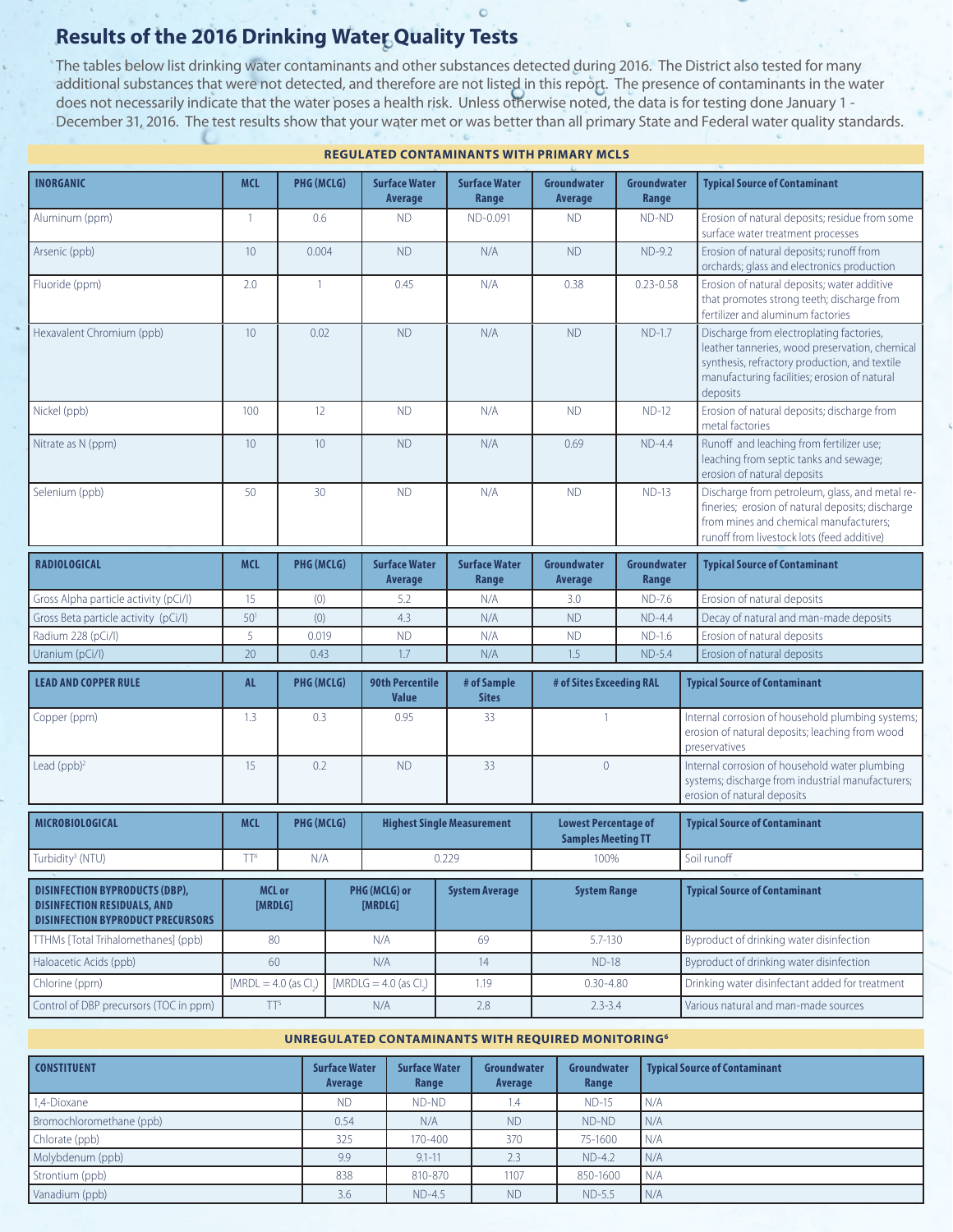# Results of the 2016 Drinking Water Quality Tests

The tables below list drinking water contaminants and other substances detected during 2016. The District also tested for many additional substances that were not detected, and therefore are not listed in this report. The presence of contaminants in the water does not necessarily indicate that the water poses a health risk. Unless otherwise noted, the data is for testing done January 1 - December 31, 2016. The test results show that your water met or was better than all primary State and Federal water quality standards.

## REGULATED CONTAMINANTS WITH PRIMARY MCLS

| INORGANIC | MCL | PHG (MCLG) | Surface Water Average | Surface Water Range | Groundwater Average | Groundwater Range | Typical Source of Contaminant |
|---|---|---|---|---|---|---|---|
| Aluminum (ppm) | 1 | 0.6 | ND | ND-0.091 | ND | ND-ND | Erosion of natural deposits; residue from some surface water treatment processes |
| Arsenic (ppb) | 10 | 0.004 | ND | N/A | ND | ND-9.2 | Erosion of natural deposits; runoff from orchards; glass and electronics production |
| Fluoride (ppm) | 2.0 | 1 | 0.45 | N/A | 0.38 | 0.23-0.58 | Erosion of natural deposits; water additive that promotes strong teeth; discharge from fertilizer and aluminum factories |
| Hexavalent Chromium (ppb) | 10 | 0.02 | ND | N/A | ND | ND-1.7 | Discharge from electroplating factories, leather tanneries, wood preservation, chemical synthesis, refractory production, and textile manufacturing facilities; erosion of natural deposits |
| Nickel (ppb) | 100 | 12 | ND | N/A | ND | ND-12 | Erosion of natural deposits; discharge from metal factories |
| Nitrate as N (ppm) | 10 | 10 | ND | N/A | 0.69 | ND-4.4 | Runoff and leaching from fertilizer use; leaching from septic tanks and sewage; erosion of natural deposits |
| Selenium (ppb) | 50 | 30 | ND | N/A | ND | ND-13 | Discharge from petroleum, glass, and metal refineries; erosion of natural deposits; discharge from mines and chemical manufacturers; runoff from livestock lots (feed additive) |

| RADIOLOGICAL | MCL | PHG (MCLG) | Surface Water Average | Surface Water Range | Groundwater Average | Groundwater Range | Typical Source of Contaminant |
|---|---|---|---|---|---|---|---|
| Gross Alpha particle activity (pCi/l) | 15 | (0) | 5.2 | N/A | 3.0 | ND-7.6 | Erosion of natural deposits |
| Gross Beta particle activity (pCi/l) | 50[1] | (0) | 4.3 | N/A | ND | ND-4.4 | Decay of natural and man-made deposits |
| Radium 228 (pCi/l) | 5 | 0.019 | ND | N/A | ND | ND-1.6 | Erosion of natural deposits |
| Uranium (pCi/l) | 20 | 0.43 | 1.7 | N/A | 1.5 | ND-5.4 | Erosion of natural deposits |

| LEAD AND COPPER RULE | AL | PHG (MCLG) | 90th Percentile Value | # of Sample Sites | # of Sites Exceeding RAL | Typical Source of Contaminant |
|---|---|---|---|---|---|---|
| Copper (ppm) | 1.3 | 0.3 | 0.95 | 33 | 1 | Internal corrosion of household plumbing systems; erosion of natural deposits; leaching from wood preservatives |
| Lead (ppb)[2] | 15 | 0.2 | ND | 33 | 0 | Internal corrosion of household water plumbing systems; discharge from industrial manufacturers; erosion of natural deposits |

| MICROBIOLOGICAL | MCL | PHG (MCLG) | Highest Single Measurement | Lowest Percentage of Samples Meeting TT | Typical Source of Contaminant |
|---|---|---|---|---|---|
| Turbidity[3] (NTU) | TT[4] | N/A | 0.229 | 100% | Soil runoff |

| DISINFECTION BYPRODUCTS (DBP), DISINFECTION RESIDUALS, AND DISINFECTION BYPRODUCT PRECURSORS | MCL or [MRDLG] | PHG (MCLG) or [MRDLG] | System Average | System Range | Typical Source of Contaminant |
|---|---|---|---|---|---|
| TTHMs [Total Trihalomethanes] (ppb) | 80 | N/A | 69 | 5.7-130 | Byproduct of drinking water disinfection |
| Haloacetic Acids (ppb) | 60 | N/A | 14 | ND-18 | Byproduct of drinking water disinfection |
| Chlorine (ppm) | [MRDL = 4.0 (as $Cl_2$)] | [MRDLG = 4.0 (as $Cl_2$)] | 1.19 | 0.30-4.80 | Drinking water disinfectant added for treatment |
| Control of DBP precursors (TOC in ppm) | TT[5] | N/A | 2.8 | 2.3-3.4 | Various natural and man-made sources |

## UNREGULATED CONTAMINANTS WITH REQUIRED MONITORING[6]

| CONSTITUENT | Surface Water Average | Surface Water Range | Groundwater Average | Groundwater Range | Typical Source of Contaminant |
|---|---|---|---|---|---|
| 1,4-Dioxane | ND | ND-ND | 1.4 | ND-15 | N/A |
| Bromochloromethane (ppb) | 0.54 | N/A | ND | ND-ND | N/A |
| Chlorate (ppb) | 325 | 170-400 | 370 | 75-1600 | N/A |
| Molybdenum (ppb) | 9.9 | 9.1-11 | 2.3 | ND-4.2 | N/A |
| Strontium (ppb) | 838 | 810-870 | 1107 | 850-1600 | N/A |
| Vanadium (ppb) | 3.6 | ND-4.5 | ND | ND-5.5 | N/A |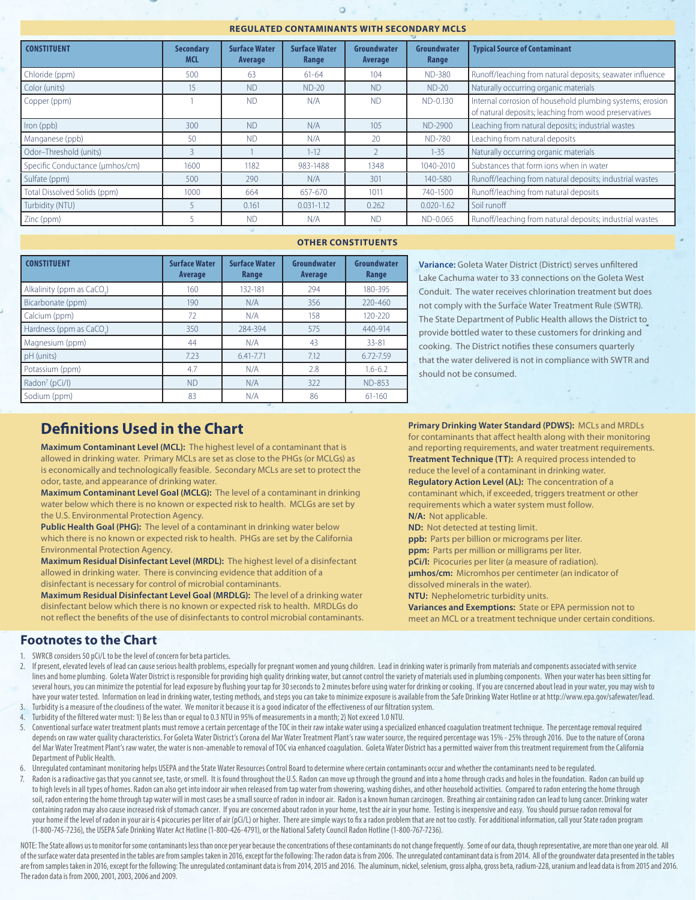## REGULATED CONTAMINANTS WITH SECONDARY MCLS

| CONSTITUENT | Secondary MCL | Surface Water Average | Surface Water Range | Groundwater Average | Groundwater Range | Typical Source of Contaminant |
|---|---|---|---|---|---|---|
| Chloride (ppm) | 500 | 63 | 61-64 | 104 | ND-380 | Runoff/leaching from natural deposits; seawater influence |
| Color (units) | 15 | ND | ND-20 | ND | ND-20 | Naturally occurring organic materials |
| Copper (ppm) | 1 | ND | N/A | ND | ND-0.130 | Internal corrosion of household plumbing systems; erosion of natural deposits; leaching from wood preservatives |
| Iron (ppb) | 300 | ND | N/A | 105 | ND-2900 | Leaching from natural deposits; industrial wastes |
| Manganese (ppb) | 50 | ND | N/A | 20 | ND-780 | Leaching from natural deposits |
| Odor–Threshold (units) | 3 | 1 | 1-12 | 2 | 1-35 | Naturally occurring organic materials |
| Specific Conductance (µmhos/cm) | 1600 | 1182 | 983-1488 | 1348 | 1040-2010 | Substances that form ions when in water |
| Sulfate (ppm) | 500 | 290 | N/A | 301 | 140-580 | Runoff/leaching from natural deposits; industrial wastes |
| Total Dissolved Solids (ppm) | 1000 | 664 | 657-670 | 1011 | 740-1500 | Runoff/leaching from natural deposits |
| Turbidity (NTU) | 5 | 0.161 | 0.031-1.12 | 0.262 | 0.020-1.62 | Soil runoff |
| Zinc (ppm) | 5 | ND | N/A | ND | ND-0.065 | Runoff/leaching from natural deposits; industrial wastes |

## OTHER CONSTITUENTS

| CONSTITUENT | Surface Water Average | Surface Water Range | Groundwater Average | Groundwater Range |
|---|---|---|---|---|
| Alkalinity (ppm as $CaCO_3$) | 160 | 132-181 | 294 | 180-395 |
| Bicarbonate (ppm) | 190 | N/A | 356 | 220-460 |
| Calcium (ppm) | 72 | N/A | 158 | 120-220 |
| Hardness (ppm as $CaCO_3$) | 350 | 284-394 | 575 | 440-914 |
| Magnesium (ppm) | 44 | N/A | 43 | 33-81 |
| pH (units) | 7.23 | 6.41-7.71 | 7.12 | 6.72-7.59 |
| Potassium (ppm) | 4.7 | N/A | 2.8 | 1.6-6.2 |
| Radon[7] (pCi/l) | ND | N/A | 322 | ND-853 |
| Sodium (ppm) | 83 | N/A | 86 | 61-160 |

**Variance:** Goleta Water District (District) serves unfiltered Lake Cachuma water to 33 connections on the Goleta West Conduit. The water receives chlorination treatment but does not comply with the Surface Water Treatment Rule (SWTR). The State Department of Public Health allows the District to provide bottled water to these customers for drinking and cooking. The District notifies these consumers quarterly that the water delivered is not in compliance with SWTR and should not be consumed.

# Definitions Used in the Chart

**Maximum Contaminant Level (MCL):** The highest level of a contaminant that is allowed in drinking water. Primary MCLs are set as close to the PHGs (or MCLGs) as is economically and technologically feasible. Secondary MCLs are set to protect the odor, taste, and appearance of drinking water.

**Maximum Contaminant Level Goal (MCLG):** The level of a contaminant in drinking water below which there is no known or expected risk to health. MCLGs are set by the U.S. Environmental Protection Agency.

**Public Health Goal (PHG):** The level of a contaminant in drinking water below which there is no known or expected risk to health. PHGs are set by the California Environmental Protection Agency.

**Maximum Residual Disinfectant Level (MRDL):** The highest level of a disinfectant allowed in drinking water. There is convincing evidence that addition of a disinfectant is necessary for control of microbial contaminants.

**Maximum Residual Disinfectant Level Goal (MRDLG):** The level of a drinking water disinfectant below which there is no known or expected risk to health. MRDLGs do not reflect the benefits of the use of disinfectants to control microbial contaminants.

**Primary Drinking Water Standard (PDWS):** MCLs and MRDLs for contaminants that affect health along with their monitoring and reporting requirements, and water treatment requirements.

**Treatment Technique (TT):** A required process intended to reduce the level of a contaminant in drinking water.

**Regulatory Action Level (AL):** The concentration of a contaminant which, if exceeded, triggers treatment or other requirements which a water system must follow.

**N/A:** Not applicable.

**ND:** Not detected at testing limit.

**ppb:** Parts per billion or micrograms per liter.

**ppm:** Parts per million or milligrams per liter.

**pCi/l:** Picocuries per liter (a measure of radiation).

**µmhos/cm:** Micromhos per centimeter (an indicator of dissolved minerals in the water).

**NTU:** Nephelometric turbidity units.

**Variances and Exemptions:** State or EPA permission not to meet an MCL or a treatment technique under certain conditions.

## Footnotes to the Chart

1. SWRCB considers 50 pCi/L to be the level of concern for beta particles.
2. If present, elevated levels of lead can cause serious health problems, especially for pregnant women and young children. Lead in drinking water is primarily from materials and components associated with service lines and home plumbing. Goleta Water District is responsible for providing high quality drinking water, but cannot control the variety of materials used in plumbing components. When your water has been sitting for several hours, you can minimize the potential for lead exposure by flushing your tap for 30 seconds to 2 minutes before using water for drinking or cooking. If you are concerned about lead in your water, you may wish to have your water tested. Information on lead in drinking water, testing methods, and steps you can take to minimize exposure is available from the Safe Drinking Water Hotline or at http://www.epa.gov/safewater/lead.
3. Turbidity is a measure of the cloudiness of the water. We monitor it because it is a good indicator of the effectiveness of our filtration system.
4. Turbidity of the filtered water must: 1) Be less than or equal to 0.3 NTU in 95% of measurements in a month; 2) Not exceed 1.0 NTU.
5. Conventional surface water treatment plants must remove a certain percentage of the TOC in their raw intake water using a specialized enhanced coagulation treatment technique. The percentage removal required depends on raw water quality characteristics. For Goleta Water District's Corona del Mar Water Treatment Plant's raw water source, the required percentage was 15% - 25% through 2016. Due to the nature of Corona del Mar Water Treatment Plant's raw water, the water is non-amenable to removal of TOC via enhanced coagulation. Goleta Water District has a permitted waiver from this treatment requirement from the California Department of Public Health.
6. Unregulated contaminant monitoring helps USEPA and the State Water Resources Control Board to determine where certain contaminants occur and whether the contaminants need to be regulated.
7. Radon is a radioactive gas that you cannot see, taste, or smell. It is found throughout the U.S. Radon can move up through the ground and into a home through cracks and holes in the foundation. Radon can build up to high levels in all types of homes. Radon can also get into indoor air when released from tap water from showering, washing dishes, and other household activities. Compared to radon entering the home through soil, radon entering the home through tap water will in most cases be a small source of radon in indoor air. Radon is a known human carcinogen. Breathing air containing radon can lead to lung cancer. Drinking water containing radon may also cause increased risk of stomach cancer. If you are concerned about radon in your home, test the air in your home. Testing is inexpensive and easy. You should pursue radon removal for your home if the level of radon in your air is 4 picocuries per liter of air (pCi/L) or higher. There are simple ways to fix a radon problem that are not too costly. For additional information, call your State radon program (1-800-745-7236), the USEPA Safe Drinking Water Act Hotline (1-800-426-4791), or the National Safety Council Radon Hotline (1-800-767-7236).

NOTE: The State allows us to monitor for some contaminants less than once per year because the concentrations of these contaminants do not change frequently. Some of our data, though representative, are more than one year old. All of the surface water data presented in the tables are from samples taken in 2016, except for the following: The radon data is from 2006. The unregulated contaminant data is from 2014. All of the groundwater data presented in the tables are from samples taken in 2016, except for the following: The unregulated contaminant data is from 2014, 2015 and 2016. The aluminum, nickel, selenium, gross alpha, gross beta, radium-228, uranium and lead data is from 2015 and 2016. The radon data is from 2000, 2001, 2003, 2006 and 2009.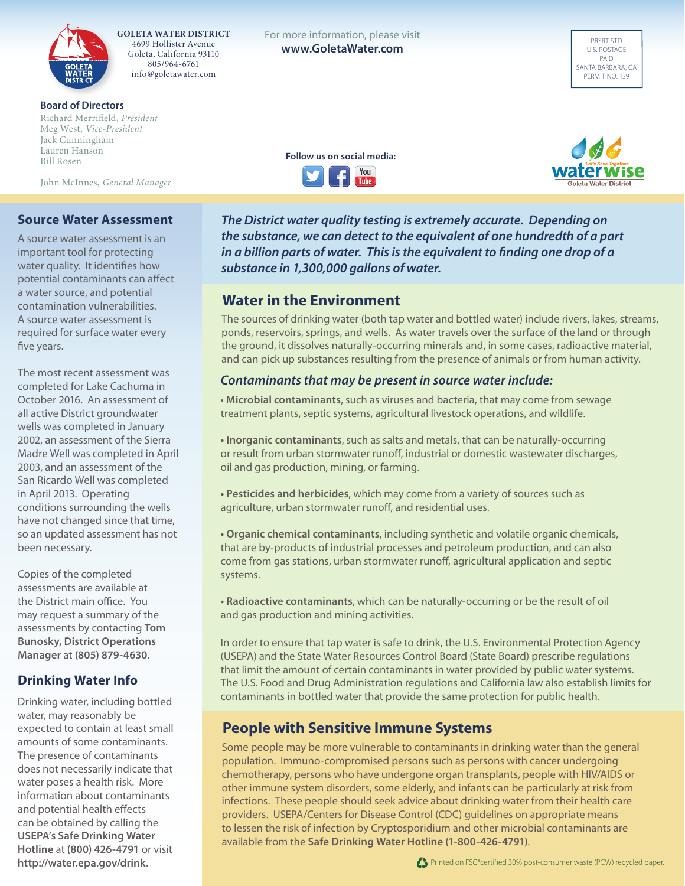**GOLETA WATER DISTRICT**
4699 Hollister Avenue
Goleta, California 93110
805/964-6761
info@goletawater.com

For more information, please visit
**www.GoletaWater.com**

PRSRT STD
U.S. POSTAGE
PAID
SANTA BARBARA, CA
PERMIT NO. 139

**Board of Directors**
Richard Merrifield, *President*
Meg West, *Vice-President*
Jack Cunningham
Lauren Hanson
Bill Rosen

John McInnes, *General Manager*

**Follow us on social media:**

## Source Water Assessment

A source water assessment is an important tool for protecting water quality. It identifies how potential contaminants can affect a water source, and potential contamination vulnerabilities. A source water assessment is required for surface water every five years.

The most recent assessment was completed for Lake Cachuma in October 2016. An assessment of all active District groundwater wells was completed in January 2002, an assessment of the Sierra Madre Well was completed in April 2003, and an assessment of the San Ricardo Well was completed in April 2013. Operating conditions surrounding the wells have not changed since that time, so an updated assessment has not been necessary.

Copies of the completed assessments are available at the District main office. You may request a summary of the assessments by contacting **Tom Bunosky, District Operations Manager** at **(805) 879-4630**.

## Drinking Water Info

Drinking water, including bottled water, may reasonably be expected to contain at least small amounts of some contaminants. The presence of contaminants does not necessarily indicate that water poses a health risk. More information about contaminants and potential health effects can be obtained by calling the **USEPA's Safe Drinking Water Hotline** at **(800) 426-4791** or visit **http://water.epa.gov/drink.**

***The District water quality testing is extremely accurate. Depending on the substance, we can detect to the equivalent of one hundredth of a part in a billion parts of water. This is the equivalent to finding one drop of a substance in 1,300,000 gallons of water.***

## Water in the Environment

The sources of drinking water (both tap water and bottled water) include rivers, lakes, streams, ponds, reservoirs, springs, and wells. As water travels over the surface of the land or through the ground, it dissolves naturally-occurring minerals and, in some cases, radioactive material, and can pick up substances resulting from the presence of animals or from human activity.

### *Contaminants that may be present in source water include:*

- **Microbial contaminants**, such as viruses and bacteria, that may come from sewage treatment plants, septic systems, agricultural livestock operations, and wildlife.
- **Inorganic contaminants**, such as salts and metals, that can be naturally-occurring or result from urban stormwater runoff, industrial or domestic wastewater discharges, oil and gas production, mining, or farming.
- **Pesticides and herbicides**, which may come from a variety of sources such as agriculture, urban stormwater runoff, and residential uses.
- **Organic chemical contaminants**, including synthetic and volatile organic chemicals, that are by-products of industrial processes and petroleum production, and can also come from gas stations, urban stormwater runoff, agricultural application and septic systems.
- **Radioactive contaminants**, which can be naturally-occurring or be the result of oil and gas production and mining activities.

In order to ensure that tap water is safe to drink, the U.S. Environmental Protection Agency (USEPA) and the State Water Resources Control Board (State Board) prescribe regulations that limit the amount of certain contaminants in water provided by public water systems. The U.S. Food and Drug Administration regulations and California law also establish limits for contaminants in bottled water that provide the same protection for public health.

## People with Sensitive Immune Systems

Some people may be more vulnerable to contaminants in drinking water than the general population. Immuno-compromised persons such as persons with cancer undergoing chemotherapy, persons who have undergone organ transplants, people with HIV/AIDS or other immune system disorders, some elderly, and infants can be particularly at risk from infections. These people should seek advice about drinking water from their health care providers. USEPA/Centers for Disease Control (CDC) guidelines on appropriate means to lessen the risk of infection by Cryptosporidium and other microbial contaminants are available from the **Safe Drinking Water Hotline (1-800-426-4791)**.

Printed on FSC®certified 30% post-consumer waste (PCW) recycled paper.